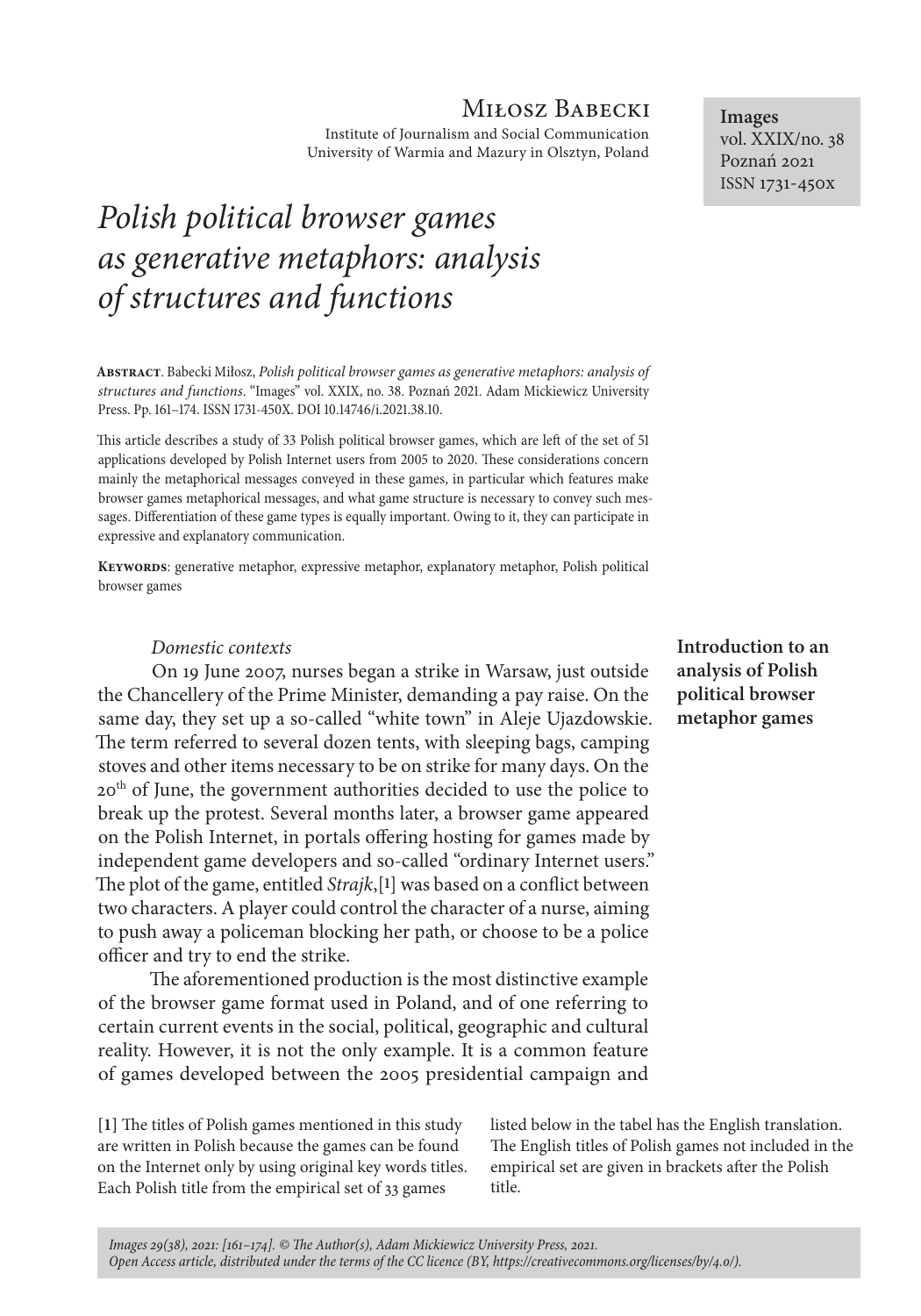# Miłosz Babecki

Institute of Journalism and Social Communication
University of Warmia and Mazury in Olsztyn, Poland

**Images**
vol. XXIX/no. 38
Poznań 2021
ISSN 1731-450x

# *Polish political browser games as generative metaphors: analysis of structures and functions*

**Abstract**. Babecki Miłosz, *Polish political browser games as generative metaphors: analysis of structures and functions*. "Images" vol. XXIX, no. 38. Poznań 2021. Adam Mickiewicz University Press. Pp. 161–174. ISSN 1731-450X. DOI 10.14746/i.2021.38.10.

This article describes a study of 33 Polish political browser games, which are left of the set of 51 applications developed by Polish Internet users from 2005 to 2020. These considerations concern mainly the metaphorical messages conveyed in these games, in particular which features make browser games metaphorical messages, and what game structure is necessary to convey such messages. Differentiation of these game types is equally important. Owing to it, they can participate in expressive and explanatory communication.

**Keywords**: generative metaphor, expressive metaphor, explanatory metaphor, Polish political browser games

## Introduction to an analysis of Polish political browser metaphor games

*Domestic contexts*

On 19 June 2007, nurses began a strike in Warsaw, just outside the Chancellery of the Prime Minister, demanding a pay raise. On the same day, they set up a so-called "white town" in Aleje Ujazdowskie. The term referred to several dozen tents, with sleeping bags, camping stoves and other items necessary to be on strike for many days. On the 20th of June, the government authorities decided to use the police to break up the protest. Several months later, a browser game appeared on the Polish Internet, in portals offering hosting for games made by independent game developers and so-called "ordinary Internet users." The plot of the game, entitled *Strajk*,[1] was based on a conflict between two characters. A player could control the character of a nurse, aiming to push away a policeman blocking her path, or choose to be a police officer and try to end the strike.

The aforementioned production is the most distinctive example of the browser game format used in Poland, and of one referring to certain current events in the social, political, geographic and cultural reality. However, it is not the only example. It is a common feature of games developed between the 2005 presidential campaign and

[1] The titles of Polish games mentioned in this study are written in Polish because the games can be found on the Internet only by using original key words titles. Each Polish title from the empirical set of 33 games listed below in the tabel has the English translation. The English titles of Polish games not included in the empirical set are given in brackets after the Polish title.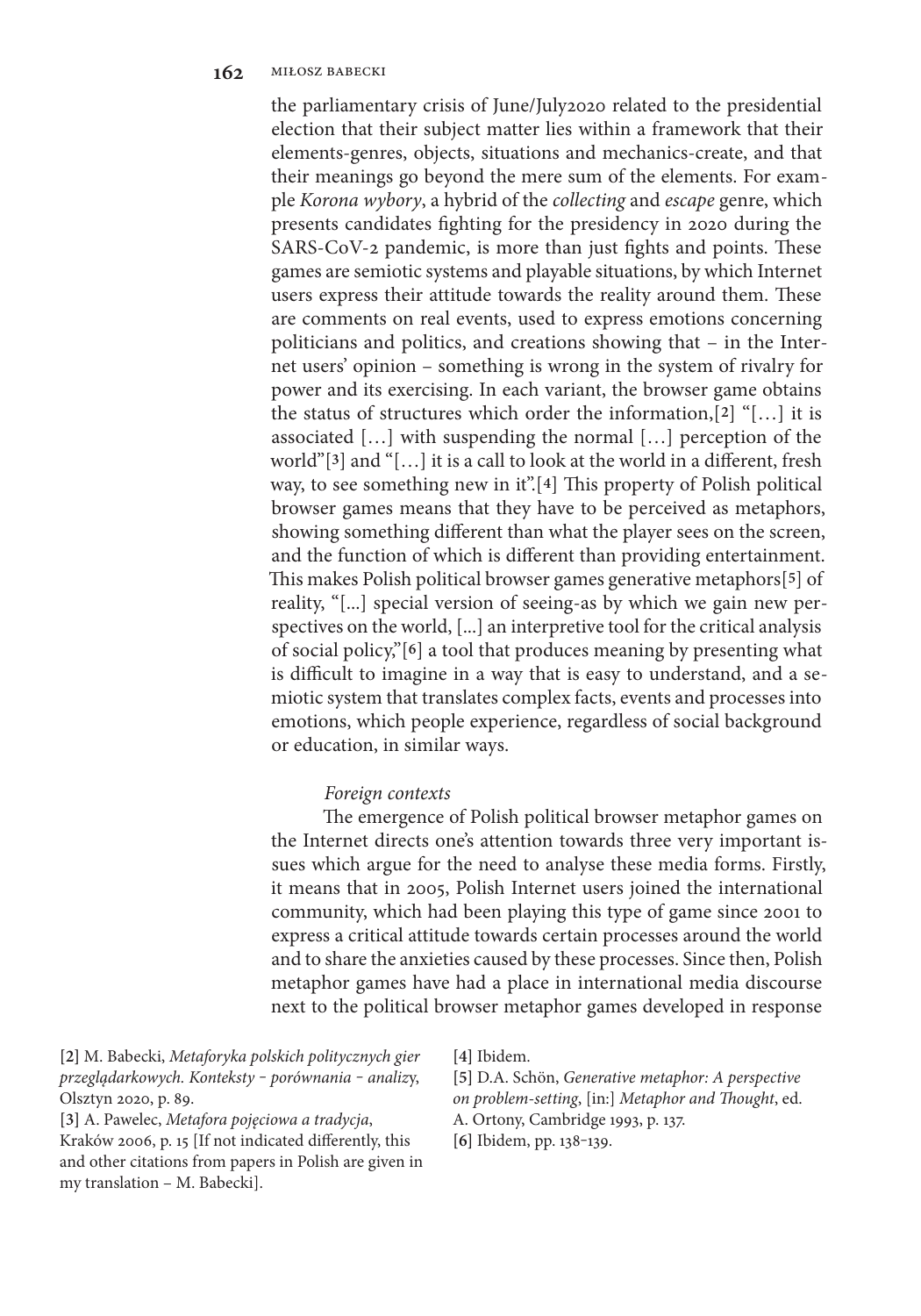the parliamentary crisis of June/July2020 related to the presidential election that their subject matter lies within a framework that their elements-genres, objects, situations and mechanics-create, and that their meanings go beyond the mere sum of the elements. For example *Korona wybory*, a hybrid of the *collecting* and *escape* genre, which presents candidates fighting for the presidency in 2020 during the SARS-CoV-2 pandemic, is more than just fights and points. These games are semiotic systems and playable situations, by which Internet users express their attitude towards the reality around them. These are comments on real events, used to express emotions concerning politicians and politics, and creations showing that – in the Internet users' opinion – something is wrong in the system of rivalry for power and its exercising. In each variant, the browser game obtains the status of structures which order the information,[2] "[…] it is associated […] with suspending the normal […] perception of the world"[3] and "[…] it is a call to look at the world in a different, fresh way, to see something new in it".[4] This property of Polish political browser games means that they have to be perceived as metaphors, showing something different than what the player sees on the screen, and the function of which is different than providing entertainment. This makes Polish political browser games generative metaphors[5] of reality, "[...] special version of seeing-as by which we gain new perspectives on the world, [...] an interpretive tool for the critical analysis of social policy,"[6] a tool that produces meaning by presenting what is difficult to imagine in a way that is easy to understand, and a semiotic system that translates complex facts, events and processes into emotions, which people experience, regardless of social background or education, in similar ways.

### *Foreign contexts*

The emergence of Polish political browser metaphor games on the Internet directs one's attention towards three very important issues which argue for the need to analyse these media forms. Firstly, it means that in 2005, Polish Internet users joined the international community, which had been playing this type of game since 2001 to express a critical attitude towards certain processes around the world and to share the anxieties caused by these processes. Since then, Polish metaphor games have had a place in international media discourse next to the political browser metaphor games developed in response

[2] M. Babecki, *Metaforyka polskich politycznych gier przeglądarkowych. Konteksty – porównania – analizy*, Olsztyn 2020, p. 89.

[3] A. Pawelec, *Metafora pojęciowa a tradycja*, Kraków 2006, p. 15 [If not indicated differently, this and other citations from papers in Polish are given in my translation – M. Babecki].

[4] Ibidem.

[5] D.A. Schön, *Generative metaphor: A perspective on problem-setting*, [in:] *Metaphor and Thought*, ed. A. Ortony, Cambridge 1993, p. 137.

[6] Ibidem, pp. 138–139.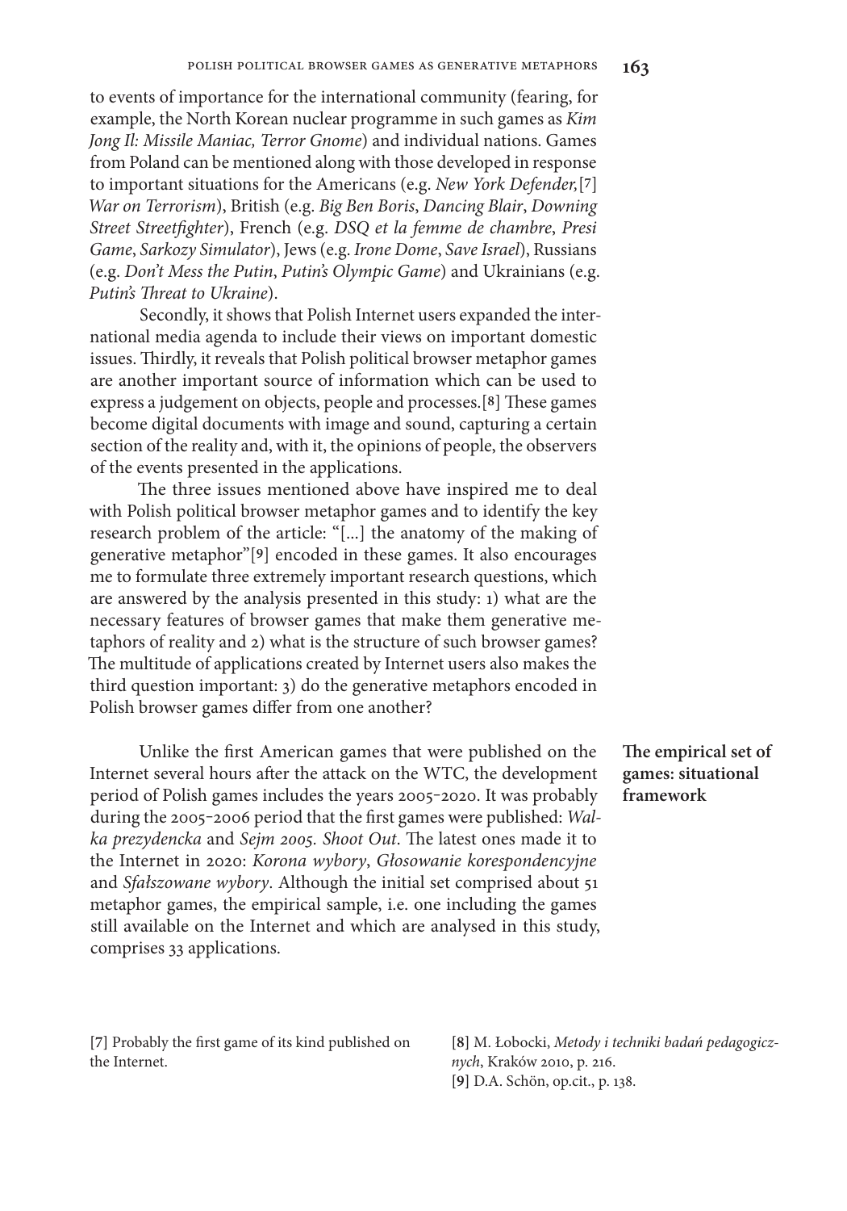to events of importance for the international community (fearing, for example, the North Korean nuclear programme in such games as *Kim Jong Il: Missile Maniac, Terror Gnome*) and individual nations. Games from Poland can be mentioned along with those developed in response to important situations for the Americans (e.g. *New York Defender,*[7] *War on Terrorism*), British (e.g. *Big Ben Boris*, *Dancing Blair*, *Downing Street Streetfighter*), French (e.g. *DSQ et la femme de chambre*, *Presi Game*, *Sarkozy Simulator*), Jews (e.g. *Irone Dome*, *Save Israel*), Russians (e.g. *Don't Mess the Putin*, *Putin's Olympic Game*) and Ukrainians (e.g. *Putin's Threat to Ukraine*).

Secondly, it shows that Polish Internet users expanded the international media agenda to include their views on important domestic issues. Thirdly, it reveals that Polish political browser metaphor games are another important source of information which can be used to express a judgement on objects, people and processes.[8] These games become digital documents with image and sound, capturing a certain section of the reality and, with it, the opinions of people, the observers of the events presented in the applications.

The three issues mentioned above have inspired me to deal with Polish political browser metaphor games and to identify the key research problem of the article: "[...] the anatomy of the making of generative metaphor"[9] encoded in these games. It also encourages me to formulate three extremely important research questions, which are answered by the analysis presented in this study: 1) what are the necessary features of browser games that make them generative metaphors of reality and 2) what is the structure of such browser games? The multitude of applications created by Internet users also makes the third question important: 3) do the generative metaphors encoded in Polish browser games differ from one another?

## The empirical set of games: situational framework

Unlike the first American games that were published on the Internet several hours after the attack on the WTC, the development period of Polish games includes the years 2005–2020. It was probably during the 2005–2006 period that the first games were published: *Walka prezydencka* and *Sejm 2005. Shoot Out*. The latest ones made it to the Internet in 2020: *Korona wybory*, *Głosowanie korespondencyjne* and *Sfałszowane wybory*. Although the initial set comprised about 51 metaphor games, the empirical sample, i.e. one including the games still available on the Internet and which are analysed in this study, comprises 33 applications.

[7] Probably the first game of its kind published on the Internet.

[8] M. Łobocki, *Metody i techniki badań pedagogicznych*, Kraków 2010, p. 216.

[9] D.A. Schön, op.cit., p. 138.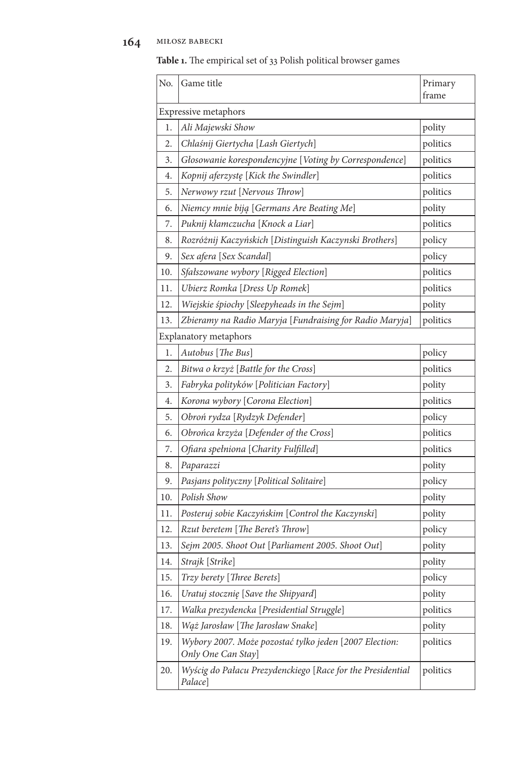**Table 1.** The empirical set of 33 Polish political browser games

| No. | Game title | Primary frame |
|---|---|---|
| Expressive metaphors | | |
| 1. | *Ali Majewski Show* | polity |
| 2. | *Chlaśnij Giertycha* [*Lash Giertych*] | politics |
| 3. | *Głosowanie korespondencyjne* [*Voting by Correspondence*] | politics |
| 4. | *Kopnij aferzystę* [*Kick the Swindler*] | politics |
| 5. | *Nerwowy rzut* [*Nervous Throw*] | politics |
| 6. | *Niemcy mnie biją* [*Germans Are Beating Me*] | polity |
| 7. | *Puknij kłamczucha* [*Knock a Liar*] | politics |
| 8. | *Rozróżnij Kaczyńskich* [*Distinguish Kaczynski Brothers*] | policy |
| 9. | *Sex afera* [*Sex Scandal*] | policy |
| 10. | *Sfałszowane wybory* [*Rigged Election*] | politics |
| 11. | *Ubierz Romka* [*Dress Up Romek*] | politics |
| 12. | *Wiejskie śpiochy* [*Sleepyheads in the Sejm*] | polity |
| 13. | *Zbieramy na Radio Maryja* [*Fundraising for Radio Maryja*] | politics |
| Explanatory metaphors | | |
| 1. | *Autobus* [*The Bus*] | policy |
| 2. | *Bitwa o krzyż* [*Battle for the Cross*] | politics |
| 3. | *Fabryka polityków* [*Politician Factory*] | polity |
| 4. | *Korona wybory* [*Corona Election*] | politics |
| 5. | *Obroń rydza* [*Rydzyk Defender*] | policy |
| 6. | *Obrońca krzyża* [*Defender of the Cross*] | politics |
| 7. | *Ofiara spełniona* [*Charity Fulfilled*] | politics |
| 8. | *Paparazzi* | polity |
| 9. | *Pasjans polityczny* [*Political Solitaire*] | policy |
| 10. | *Polish Show* | polity |
| 11. | *Posteruj sobie Kaczyńskim* [*Control the Kaczynski*] | polity |
| 12. | *Rzut beretem* [*The Beret's Throw*] | policy |
| 13. | *Sejm 2005. Shoot Out* [*Parliament 2005. Shoot Out*] | polity |
| 14. | *Strajk* [*Strike*] | polity |
| 15. | *Trzy berety* [*Three Berets*] | policy |
| 16. | *Uratuj stocznię* [*Save the Shipyard*] | polity |
| 17. | *Walka prezydencka* [*Presidential Struggle*] | politics |
| 18. | *Wąż Jarosław* [*The Jarosław Snake*] | polity |
| 19. | *Wybory 2007. Może pozostać tylko jeden* [*2007 Election: Only One Can Stay*] | politics |
| 20. | *Wyścig do Pałacu Prezydenckiego* [*Race for the Presidential Palace*] | politics |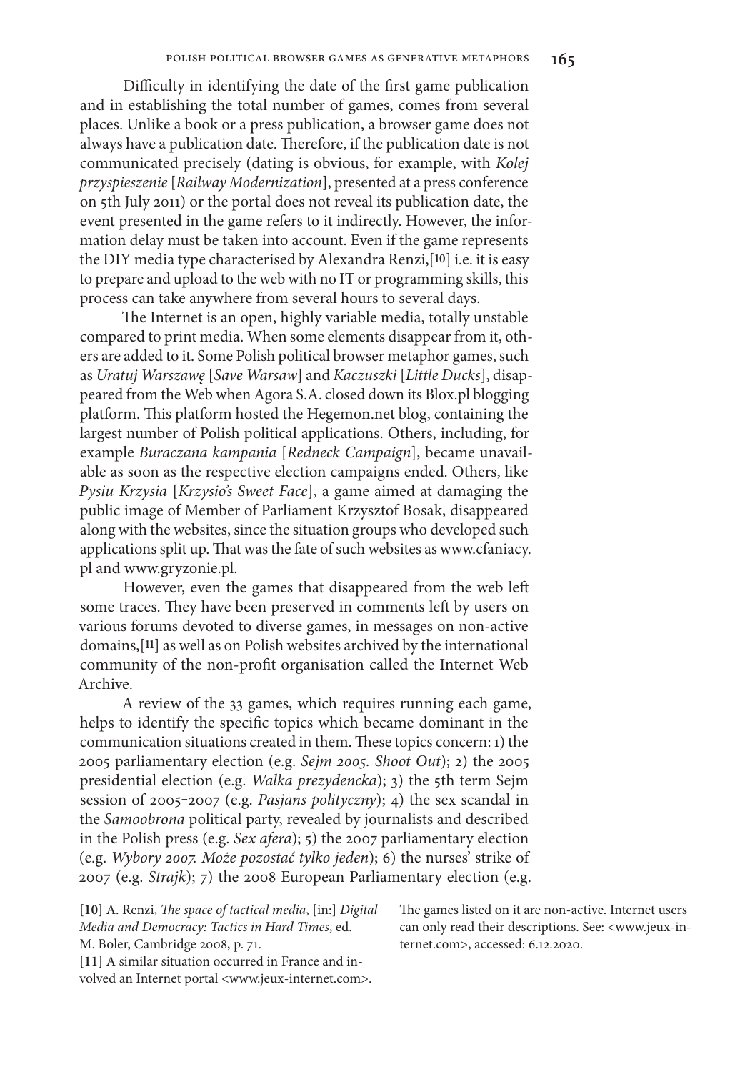Difficulty in identifying the date of the first game publication and in establishing the total number of games, comes from several places. Unlike a book or a press publication, a browser game does not always have a publication date. Therefore, if the publication date is not communicated precisely (dating is obvious, for example, with *Kolej przyspieszenie* [*Railway Modernization*], presented at a press conference on 5th July 2011) or the portal does not reveal its publication date, the event presented in the game refers to it indirectly. However, the information delay must be taken into account. Even if the game represents the DIY media type characterised by Alexandra Renzi,[10] i.e. it is easy to prepare and upload to the web with no IT or programming skills, this process can take anywhere from several hours to several days.

The Internet is an open, highly variable media, totally unstable compared to print media. When some elements disappear from it, others are added to it. Some Polish political browser metaphor games, such as *Uratuj Warszawę* [*Save Warsaw*] and *Kaczuszki* [*Little Ducks*], disappeared from the Web when Agora S.A. closed down its Blox.pl blogging platform. This platform hosted the Hegemon.net blog, containing the largest number of Polish political applications. Others, including, for example *Buraczana kampania* [*Redneck Campaign*], became unavailable as soon as the respective election campaigns ended. Others, like *Pysiu Krzysia* [*Krzysio's Sweet Face*], a game aimed at damaging the public image of Member of Parliament Krzysztof Bosak, disappeared along with the websites, since the situation groups who developed such applications split up. That was the fate of such websites as www.cfaniacy.pl and www.gryzonie.pl.

However, even the games that disappeared from the web left some traces. They have been preserved in comments left by users on various forums devoted to diverse games, in messages on non-active domains,[11] as well as on Polish websites archived by the international community of the non-profit organisation called the Internet Web Archive.

A review of the 33 games, which requires running each game, helps to identify the specific topics which became dominant in the communication situations created in them. These topics concern: 1) the 2005 parliamentary election (e.g. *Sejm 2005. Shoot Out*); 2) the 2005 presidential election (e.g. *Walka prezydencka*); 3) the 5th term Sejm session of 2005–2007 (e.g. *Pasjans polityczny*); 4) the sex scandal in the *Samoobrona* political party, revealed by journalists and described in the Polish press (e.g. *Sex afera*); 5) the 2007 parliamentary election (e.g. *Wybory 2007. Może pozostać tylko jeden*); 6) the nurses' strike of 2007 (e.g. *Strajk*); 7) the 2008 European Parliamentary election (e.g.

[10] A. Renzi, *The space of tactical media*, [in:] *Digital Media and Democracy: Tactics in Hard Times*, ed. M. Boler, Cambridge 2008, p. 71.

[11] A similar situation occurred in France and involved an Internet portal <www.jeux-internet.com>. The games listed on it are non-active. Internet users can only read their descriptions. See: <www.jeux-internet.com>, accessed: 6.12.2020.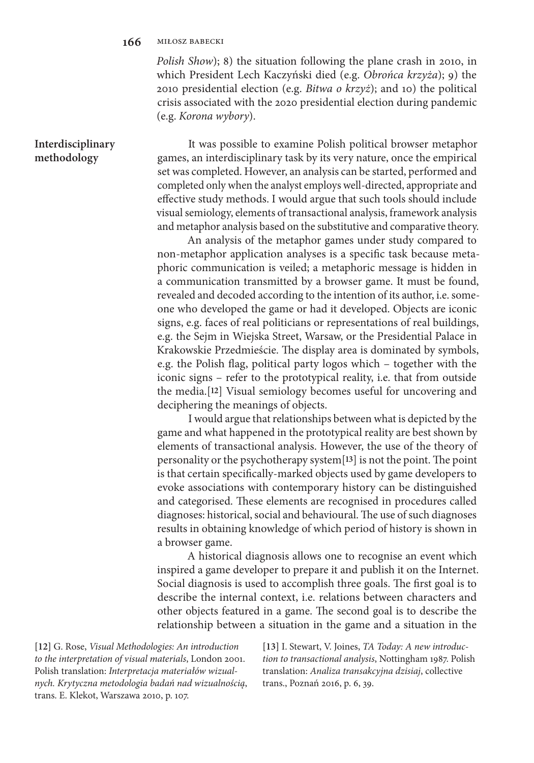*Polish Show*); 8) the situation following the plane crash in 2010, in which President Lech Kaczyński died (e.g. *Obrońca krzyża*); 9) the 2010 presidential election (e.g. *Bitwa o krzyż*); and 10) the political crisis associated with the 2020 presidential election during pandemic (e.g. *Korona wybory*).

## Interdisciplinary methodology

It was possible to examine Polish political browser metaphor games, an interdisciplinary task by its very nature, once the empirical set was completed. However, an analysis can be started, performed and completed only when the analyst employs well-directed, appropriate and effective study methods. I would argue that such tools should include visual semiology, elements of transactional analysis, framework analysis and metaphor analysis based on the substitutive and comparative theory.

An analysis of the metaphor games under study compared to non-metaphor application analyses is a specific task because metaphoric communication is veiled; a metaphoric message is hidden in a communication transmitted by a browser game. It must be found, revealed and decoded according to the intention of its author, i.e. someone who developed the game or had it developed. Objects are iconic signs, e.g. faces of real politicians or representations of real buildings, e.g. the Sejm in Wiejska Street, Warsaw, or the Presidential Palace in Krakowskie Przedmieście. The display area is dominated by symbols, e.g. the Polish flag, political party logos which – together with the iconic signs – refer to the prototypical reality, i.e. that from outside the media.[12] Visual semiology becomes useful for uncovering and deciphering the meanings of objects.

I would argue that relationships between what is depicted by the game and what happened in the prototypical reality are best shown by elements of transactional analysis. However, the use of the theory of personality or the psychotherapy system[13] is not the point. The point is that certain specifically-marked objects used by game developers to evoke associations with contemporary history can be distinguished and categorised. These elements are recognised in procedures called diagnoses: historical, social and behavioural. The use of such diagnoses results in obtaining knowledge of which period of history is shown in a browser game.

A historical diagnosis allows one to recognise an event which inspired a game developer to prepare it and publish it on the Internet. Social diagnosis is used to accomplish three goals. The first goal is to describe the internal context, i.e. relations between characters and other objects featured in a game. The second goal is to describe the relationship between a situation in the game and a situation in the

[12] G. Rose, *Visual Methodologies: An introduction to the interpretation of visual materials*, London 2001. Polish translation: *Interpretacja materiałów wizualnych. Krytyczna metodologia badań nad wizualnością*, trans. E. Klekot, Warszawa 2010, p. 107.

[13] I. Stewart, V. Joines, *TA Today: A new introduction to transactional analysis*, Nottingham 1987. Polish translation: *Analiza transakcyjna dzisiaj*, collective trans., Poznań 2016, p. 6, 39.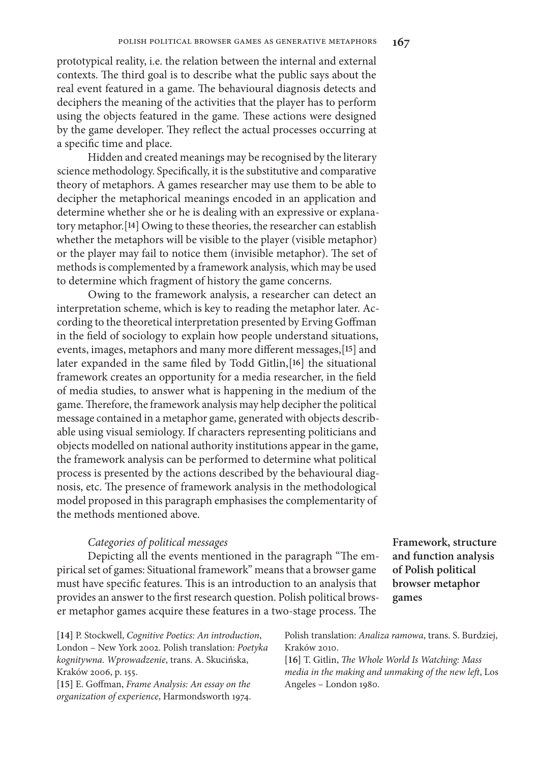prototypical reality, i.e. the relation between the internal and external contexts. The third goal is to describe what the public says about the real event featured in a game. The behavioural diagnosis detects and deciphers the meaning of the activities that the player has to perform using the objects featured in the game. These actions were designed by the game developer. They reflect the actual processes occurring at a specific time and place.

Hidden and created meanings may be recognised by the literary science methodology. Specifically, it is the substitutive and comparative theory of metaphors. A games researcher may use them to be able to decipher the metaphorical meanings encoded in an application and determine whether she or he is dealing with an expressive or explanatory metaphor.[14] Owing to these theories, the researcher can establish whether the metaphors will be visible to the player (visible metaphor) or the player may fail to notice them (invisible metaphor). The set of methods is complemented by a framework analysis, which may be used to determine which fragment of history the game concerns.

Owing to the framework analysis, a researcher can detect an interpretation scheme, which is key to reading the metaphor later. According to the theoretical interpretation presented by Erving Goffman in the field of sociology to explain how people understand situations, events, images, metaphors and many more different messages,[15] and later expanded in the same filed by Todd Gitlin,[16] the situational framework creates an opportunity for a media researcher, in the field of media studies, to answer what is happening in the medium of the game. Therefore, the framework analysis may help decipher the political message contained in a metaphor game, generated with objects describable using visual semiology. If characters representing politicians and objects modelled on national authority institutions appear in the game, the framework analysis can be performed to determine what political process is presented by the actions described by the behavioural diagnosis, etc. The presence of framework analysis in the methodological model proposed in this paragraph emphasises the complementarity of the methods mentioned above.

## Framework, structure and function analysis of Polish political browser metaphor games

*Categories of political messages*

Depicting all the events mentioned in the paragraph "The empirical set of games: Situational framework" means that a browser game must have specific features. This is an introduction to an analysis that provides an answer to the first research question. Polish political browser metaphor games acquire these features in a two-stage process. The

[14] P. Stockwell, *Cognitive Poetics: An introduction*, London – New York 2002. Polish translation: *Poetyka kognitywna. Wprowadzenie*, trans. A. Skucińska, Kraków 2006, p. 155.

[15] E. Goffman, *Frame Analysis: An essay on the organization of experience*, Harmondsworth 1974. Polish translation: *Analiza ramowa*, trans. S. Burdziej, Kraków 2010.

[16] T. Gitlin, *The Whole World Is Watching: Mass media in the making and unmaking of the new left*, Los Angeles – London 1980.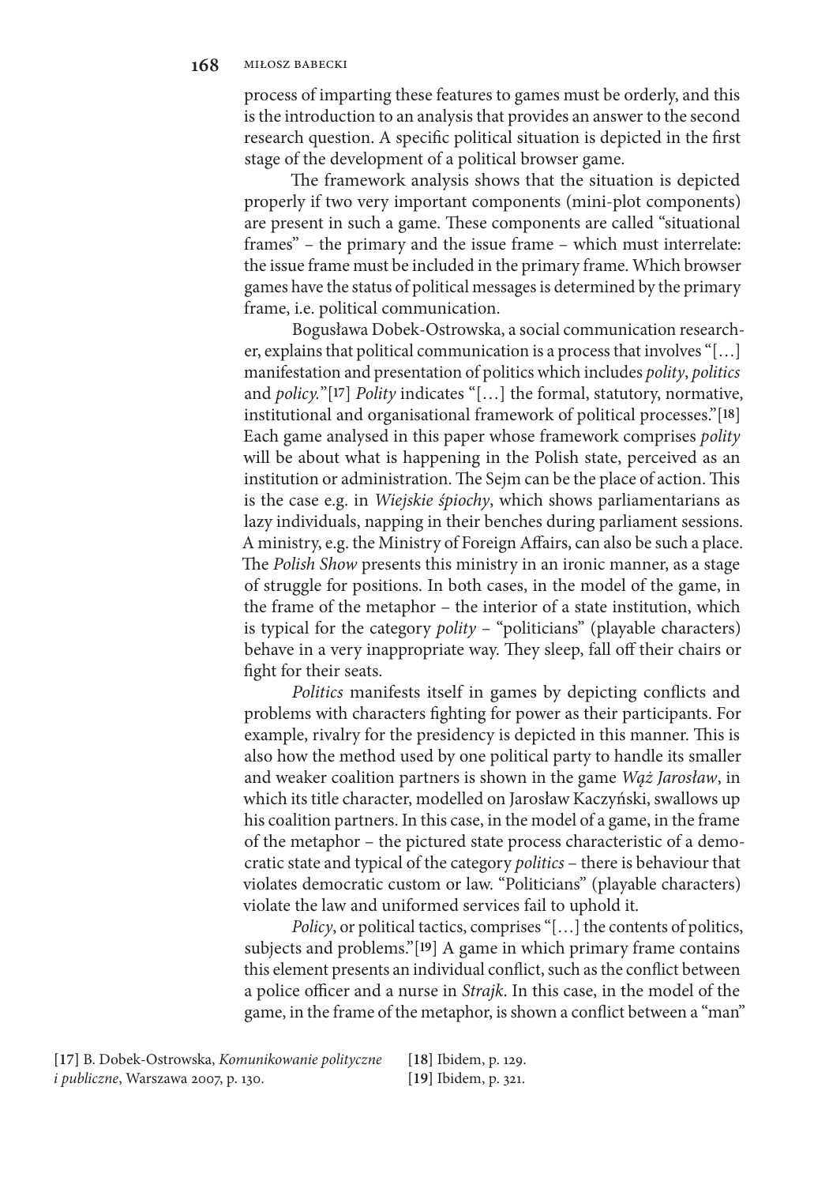process of imparting these features to games must be orderly, and this is the introduction to an analysis that provides an answer to the second research question. A specific political situation is depicted in the first stage of the development of a political browser game.

The framework analysis shows that the situation is depicted properly if two very important components (mini-plot components) are present in such a game. These components are called "situational frames" – the primary and the issue frame – which must interrelate: the issue frame must be included in the primary frame. Which browser games have the status of political messages is determined by the primary frame, i.e. political communication.

Bogusława Dobek-Ostrowska, a social communication researcher, explains that political communication is a process that involves "[…] manifestation and presentation of politics which includes *polity*, *politics* and *policy*."[17] *Polity* indicates "[…] the formal, statutory, normative, institutional and organisational framework of political processes."[18] Each game analysed in this paper whose framework comprises *polity* will be about what is happening in the Polish state, perceived as an institution or administration. The Sejm can be the place of action. This is the case e.g. in *Wiejskie śpiochy*, which shows parliamentarians as lazy individuals, napping in their benches during parliament sessions. A ministry, e.g. the Ministry of Foreign Affairs, can also be such a place. The *Polish Show* presents this ministry in an ironic manner, as a stage of struggle for positions. In both cases, in the model of the game, in the frame of the metaphor – the interior of a state institution, which is typical for the category *polity* – "politicians" (playable characters) behave in a very inappropriate way. They sleep, fall off their chairs or fight for their seats.

*Politics* manifests itself in games by depicting conflicts and problems with characters fighting for power as their participants. For example, rivalry for the presidency is depicted in this manner. This is also how the method used by one political party to handle its smaller and weaker coalition partners is shown in the game *Wąż Jarosław*, in which its title character, modelled on Jarosław Kaczyński, swallows up his coalition partners. In this case, in the model of a game, in the frame of the metaphor – the pictured state process characteristic of a democratic state and typical of the category *politics* – there is behaviour that violates democratic custom or law. "Politicians" (playable characters) violate the law and uniformed services fail to uphold it.

*Policy*, or political tactics, comprises "[…] the contents of politics, subjects and problems."[19] A game in which primary frame contains this element presents an individual conflict, such as the conflict between a police officer and a nurse in *Strajk*. In this case, in the model of the game, in the frame of the metaphor, is shown a conflict between a "man"

[17] B. Dobek-Ostrowska, *Komunikowanie polityczne i publiczne*, Warszawa 2007, p. 130.

[18] Ibidem, p. 129.

[19] Ibidem, p. 321.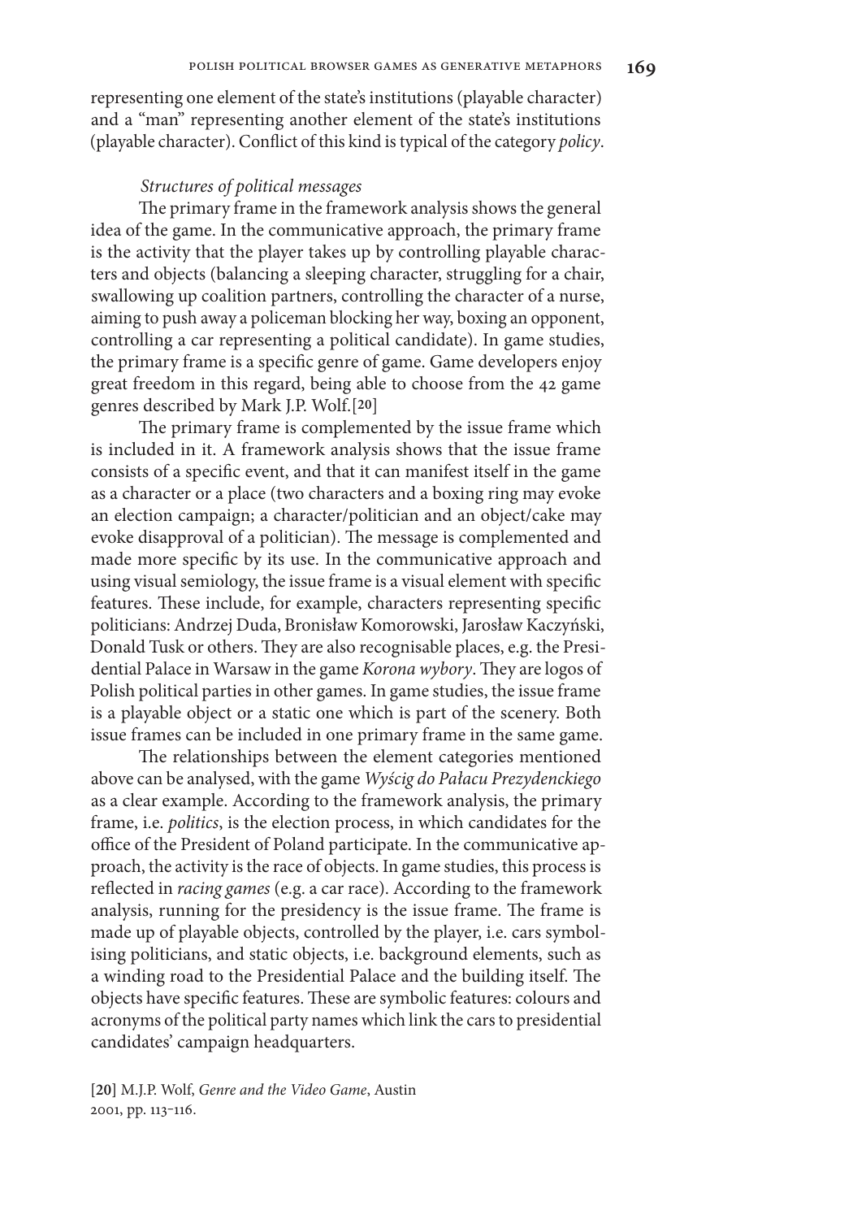representing one element of the state's institutions (playable character) and a "man" representing another element of the state's institutions (playable character). Conflict of this kind is typical of the category *policy*.

### *Structures of political messages*

The primary frame in the framework analysis shows the general idea of the game. In the communicative approach, the primary frame is the activity that the player takes up by controlling playable characters and objects (balancing a sleeping character, struggling for a chair, swallowing up coalition partners, controlling the character of a nurse, aiming to push away a policeman blocking her way, boxing an opponent, controlling a car representing a political candidate). In game studies, the primary frame is a specific genre of game. Game developers enjoy great freedom in this regard, being able to choose from the 42 game genres described by Mark J.P. Wolf.[20]

The primary frame is complemented by the issue frame which is included in it. A framework analysis shows that the issue frame consists of a specific event, and that it can manifest itself in the game as a character or a place (two characters and a boxing ring may evoke an election campaign; a character/politician and an object/cake may evoke disapproval of a politician). The message is complemented and made more specific by its use. In the communicative approach and using visual semiology, the issue frame is a visual element with specific features. These include, for example, characters representing specific politicians: Andrzej Duda, Bronisław Komorowski, Jarosław Kaczyński, Donald Tusk or others. They are also recognisable places, e.g. the Presidential Palace in Warsaw in the game *Korona wybory*. They are logos of Polish political parties in other games. In game studies, the issue frame is a playable object or a static one which is part of the scenery. Both issue frames can be included in one primary frame in the same game.

The relationships between the element categories mentioned above can be analysed, with the game *Wyścig do Pałacu Prezydenckiego* as a clear example. According to the framework analysis, the primary frame, i.e. *politics*, is the election process, in which candidates for the office of the President of Poland participate. In the communicative approach, the activity is the race of objects. In game studies, this process is reflected in *racing games* (e.g. a car race). According to the framework analysis, running for the presidency is the issue frame. The frame is made up of playable objects, controlled by the player, i.e. cars symbolising politicians, and static objects, i.e. background elements, such as a winding road to the Presidential Palace and the building itself. The objects have specific features. These are symbolic features: colours and acronyms of the political party names which link the cars to presidential candidates' campaign headquarters.

[20] M.J.P. Wolf, *Genre and the Video Game*, Austin 2001, pp. 113–116.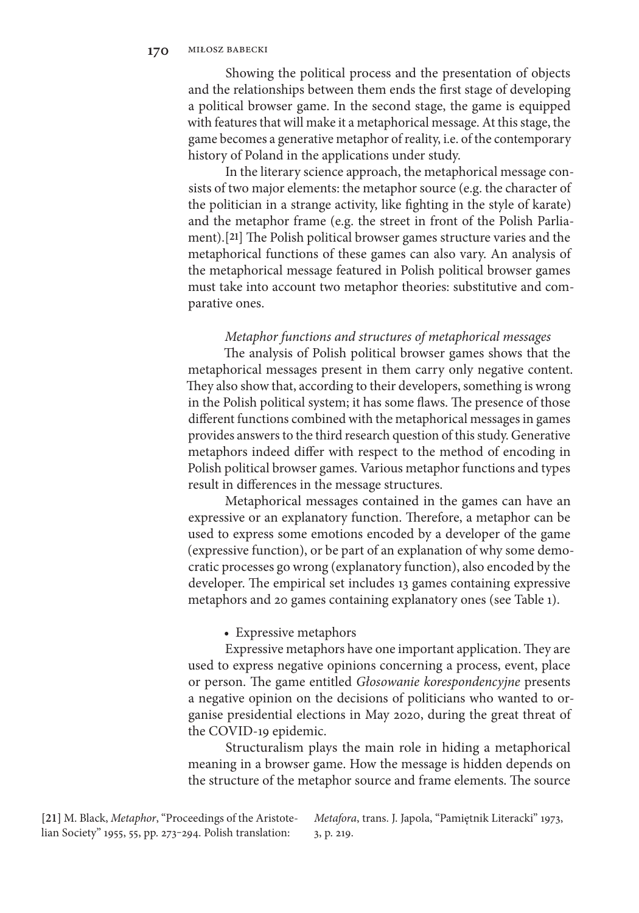Showing the political process and the presentation of objects and the relationships between them ends the first stage of developing a political browser game. In the second stage, the game is equipped with features that will make it a metaphorical message. At this stage, the game becomes a generative metaphor of reality, i.e. of the contemporary history of Poland in the applications under study.

In the literary science approach, the metaphorical message consists of two major elements: the metaphor source (e.g. the character of the politician in a strange activity, like fighting in the style of karate) and the metaphor frame (e.g. the street in front of the Polish Parliament).[21] The Polish political browser games structure varies and the metaphorical functions of these games can also vary. An analysis of the metaphorical message featured in Polish political browser games must take into account two metaphor theories: substitutive and comparative ones.

*Metaphor functions and structures of metaphorical messages*

The analysis of Polish political browser games shows that the metaphorical messages present in them carry only negative content. They also show that, according to their developers, something is wrong in the Polish political system; it has some flaws. The presence of those different functions combined with the metaphorical messages in games provides answers to the third research question of this study. Generative metaphors indeed differ with respect to the method of encoding in Polish political browser games. Various metaphor functions and types result in differences in the message structures.

Metaphorical messages contained in the games can have an expressive or an explanatory function. Therefore, a metaphor can be used to express some emotions encoded by a developer of the game (expressive function), or be part of an explanation of why some democratic processes go wrong (explanatory function), also encoded by the developer. The empirical set includes 13 games containing expressive metaphors and 20 games containing explanatory ones (see Table 1).

- Expressive metaphors

Expressive metaphors have one important application. They are used to express negative opinions concerning a process, event, place or person. The game entitled *Głosowanie korespondencyjne* presents a negative opinion on the decisions of politicians who wanted to organise presidential elections in May 2020, during the great threat of the COVID-19 epidemic.

Structuralism plays the main role in hiding a metaphorical meaning in a browser game. How the message is hidden depends on the structure of the metaphor source and frame elements. The source

[21] M. Black, *Metaphor*, "Proceedings of the Aristotelian Society" 1955, 55, pp. 273–294. Polish translation: *Metafora*, trans. J. Japola, "Pamiętnik Literacki" 1973, 3, p. 219.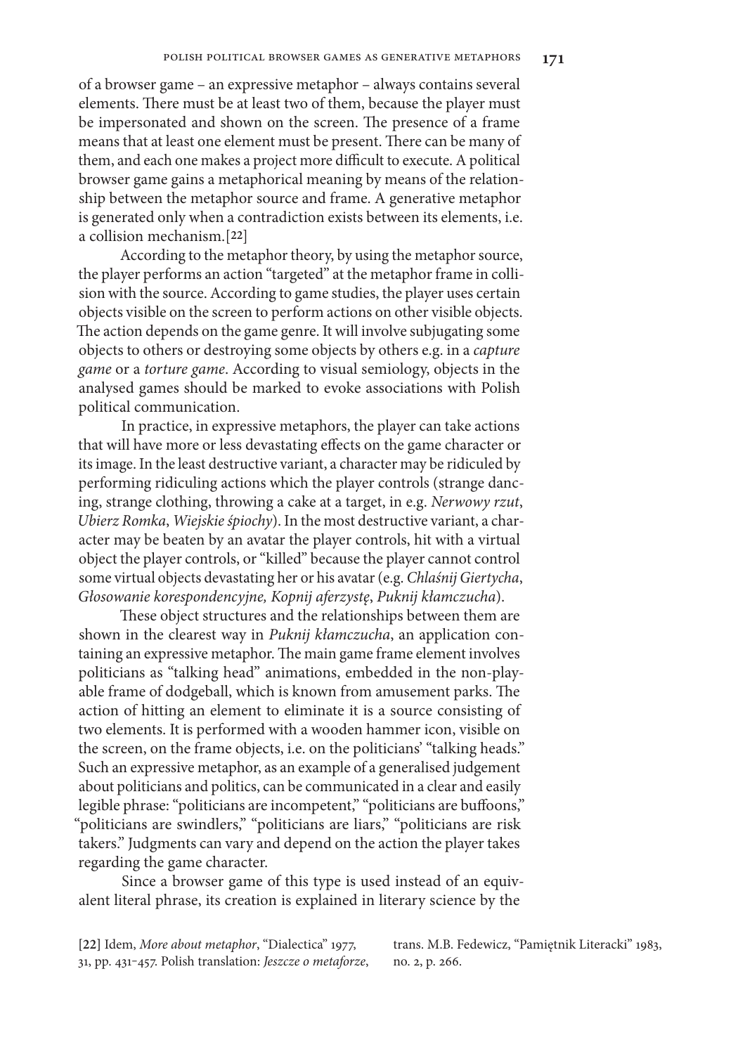of a browser game – an expressive metaphor – always contains several elements. There must be at least two of them, because the player must be impersonated and shown on the screen. The presence of a frame means that at least one element must be present. There can be many of them, and each one makes a project more difficult to execute. A political browser game gains a metaphorical meaning by means of the relationship between the metaphor source and frame. A generative metaphor is generated only when a contradiction exists between its elements, i.e. a collision mechanism.[22]

According to the metaphor theory, by using the metaphor source, the player performs an action "targeted" at the metaphor frame in collision with the source. According to game studies, the player uses certain objects visible on the screen to perform actions on other visible objects. The action depends on the game genre. It will involve subjugating some objects to others or destroying some objects by others e.g. in a *capture game* or a *torture game*. According to visual semiology, objects in the analysed games should be marked to evoke associations with Polish political communication.

In practice, in expressive metaphors, the player can take actions that will have more or less devastating effects on the game character or its image. In the least destructive variant, a character may be ridiculed by performing ridiculing actions which the player controls (strange dancing, strange clothing, throwing a cake at a target, in e.g. *Nerwowy rzut*, *Ubierz Romka*, *Wiejskie śpiochy*). In the most destructive variant, a character may be beaten by an avatar the player controls, hit with a virtual object the player controls, or "killed" because the player cannot control some virtual objects devastating her or his avatar (e.g. *Chlaśnij Giertycha*, *Głosowanie korespondencyjne, Kopnij aferzystę*, *Puknij kłamczucha*).

These object structures and the relationships between them are shown in the clearest way in *Puknij kłamczucha*, an application containing an expressive metaphor. The main game frame element involves politicians as "talking head" animations, embedded in the non-playable frame of dodgeball, which is known from amusement parks. The action of hitting an element to eliminate it is a source consisting of two elements. It is performed with a wooden hammer icon, visible on the screen, on the frame objects, i.e. on the politicians' "talking heads." Such an expressive metaphor, as an example of a generalised judgement about politicians and politics, can be communicated in a clear and easily legible phrase: "politicians are incompetent," "politicians are buffoons," "politicians are swindlers," "politicians are liars," "politicians are risk takers." Judgments can vary and depend on the action the player takes regarding the game character.

Since a browser game of this type is used instead of an equivalent literal phrase, its creation is explained in literary science by the

[22] Idem, *More about metaphor*, "Dialectica" 1977, 31, pp. 431–457. Polish translation: *Jeszcze o metaforze*, trans. M.B. Fedewicz, "Pamiętnik Literacki" 1983, no. 2, p. 266.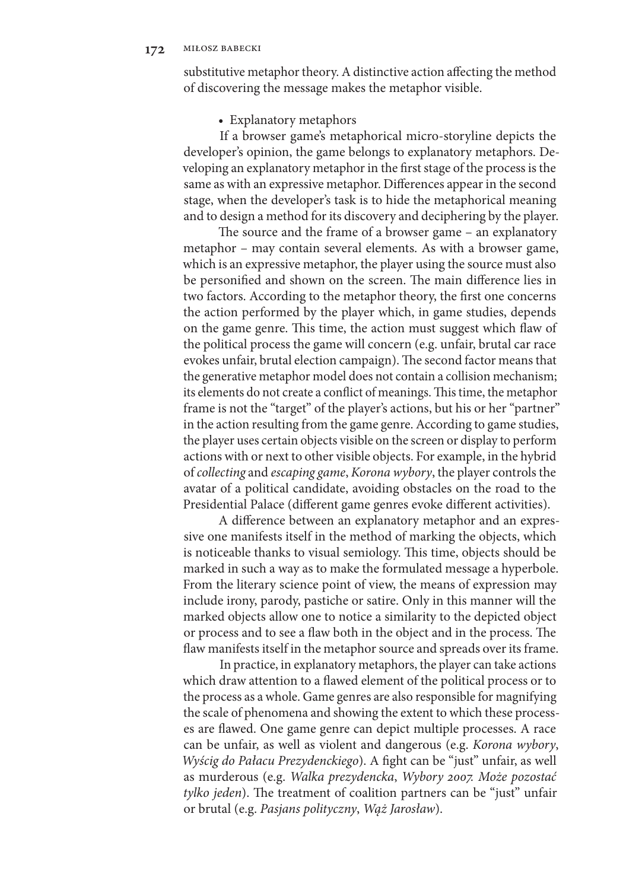substitutive metaphor theory. A distinctive action affecting the method of discovering the message makes the metaphor visible.

- Explanatory metaphors

If a browser game's metaphorical micro-storyline depicts the developer's opinion, the game belongs to explanatory metaphors. Developing an explanatory metaphor in the first stage of the process is the same as with an expressive metaphor. Differences appear in the second stage, when the developer's task is to hide the metaphorical meaning and to design a method for its discovery and deciphering by the player.

The source and the frame of a browser game – an explanatory metaphor – may contain several elements. As with a browser game, which is an expressive metaphor, the player using the source must also be personified and shown on the screen. The main difference lies in two factors. According to the metaphor theory, the first one concerns the action performed by the player which, in game studies, depends on the game genre. This time, the action must suggest which flaw of the political process the game will concern (e.g. unfair, brutal car race evokes unfair, brutal election campaign). The second factor means that the generative metaphor model does not contain a collision mechanism; its elements do not create a conflict of meanings. This time, the metaphor frame is not the "target" of the player's actions, but his or her "partner" in the action resulting from the game genre. According to game studies, the player uses certain objects visible on the screen or display to perform actions with or next to other visible objects. For example, in the hybrid of *collecting* and *escaping game*, *Korona wybory*, the player controls the avatar of a political candidate, avoiding obstacles on the road to the Presidential Palace (different game genres evoke different activities).

A difference between an explanatory metaphor and an expressive one manifests itself in the method of marking the objects, which is noticeable thanks to visual semiology. This time, objects should be marked in such a way as to make the formulated message a hyperbole. From the literary science point of view, the means of expression may include irony, parody, pastiche or satire. Only in this manner will the marked objects allow one to notice a similarity to the depicted object or process and to see a flaw both in the object and in the process. The flaw manifests itself in the metaphor source and spreads over its frame.

In practice, in explanatory metaphors, the player can take actions which draw attention to a flawed element of the political process or to the process as a whole. Game genres are also responsible for magnifying the scale of phenomena and showing the extent to which these processes are flawed. One game genre can depict multiple processes. A race can be unfair, as well as violent and dangerous (e.g. *Korona wybory*, *Wyścig do Pałacu Prezydenckiego*). A fight can be "just" unfair, as well as murderous (e.g. *Walka prezydencka*, *Wybory 2007. Może pozostać tylko jeden*). The treatment of coalition partners can be "just" unfair or brutal (e.g. *Pasjans polityczny*, *Wąż Jarosław*).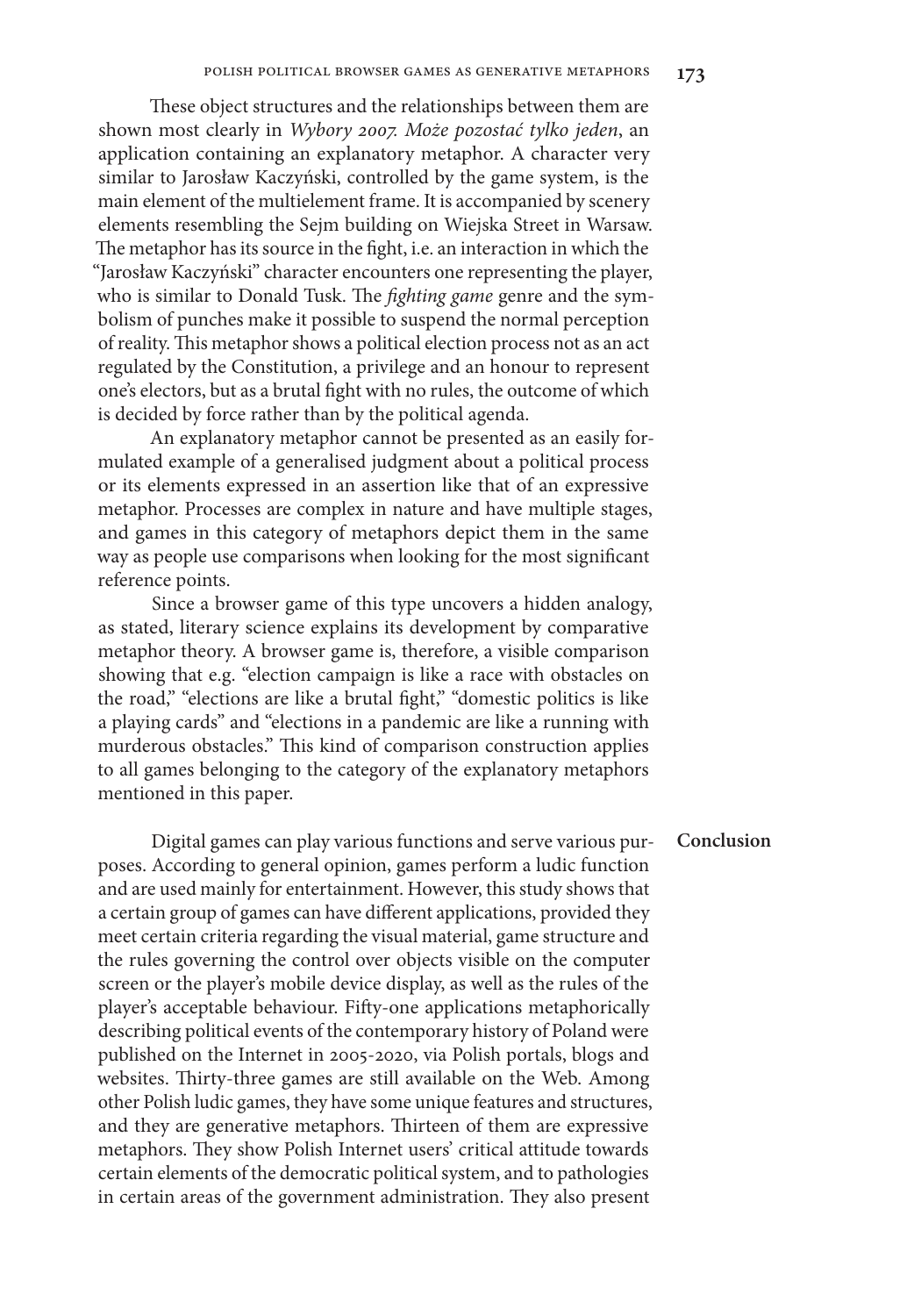These object structures and the relationships between them are shown most clearly in *Wybory 2007. Może pozostać tylko jeden*, an application containing an explanatory metaphor. A character very similar to Jarosław Kaczyński, controlled by the game system, is the main element of the multielement frame. It is accompanied by scenery elements resembling the Sejm building on Wiejska Street in Warsaw. The metaphor has its source in the fight, i.e. an interaction in which the "Jarosław Kaczyński" character encounters one representing the player, who is similar to Donald Tusk. The *fighting game* genre and the symbolism of punches make it possible to suspend the normal perception of reality. This metaphor shows a political election process not as an act regulated by the Constitution, a privilege and an honour to represent one's electors, but as a brutal fight with no rules, the outcome of which is decided by force rather than by the political agenda.

An explanatory metaphor cannot be presented as an easily formulated example of a generalised judgment about a political process or its elements expressed in an assertion like that of an expressive metaphor. Processes are complex in nature and have multiple stages, and games in this category of metaphors depict them in the same way as people use comparisons when looking for the most significant reference points.

Since a browser game of this type uncovers a hidden analogy, as stated, literary science explains its development by comparative metaphor theory. A browser game is, therefore, a visible comparison showing that e.g. "election campaign is like a race with obstacles on the road," "elections are like a brutal fight," "domestic politics is like a playing cards" and "elections in a pandemic are like a running with murderous obstacles." This kind of comparison construction applies to all games belonging to the category of the explanatory metaphors mentioned in this paper.

## Conclusion

Digital games can play various functions and serve various purposes. According to general opinion, games perform a ludic function and are used mainly for entertainment. However, this study shows that a certain group of games can have different applications, provided they meet certain criteria regarding the visual material, game structure and the rules governing the control over objects visible on the computer screen or the player's mobile device display, as well as the rules of the player's acceptable behaviour. Fifty-one applications metaphorically describing political events of the contemporary history of Poland were published on the Internet in 2005-2020, via Polish portals, blogs and websites. Thirty-three games are still available on the Web. Among other Polish ludic games, they have some unique features and structures, and they are generative metaphors. Thirteen of them are expressive metaphors. They show Polish Internet users' critical attitude towards certain elements of the democratic political system, and to pathologies in certain areas of the government administration. They also present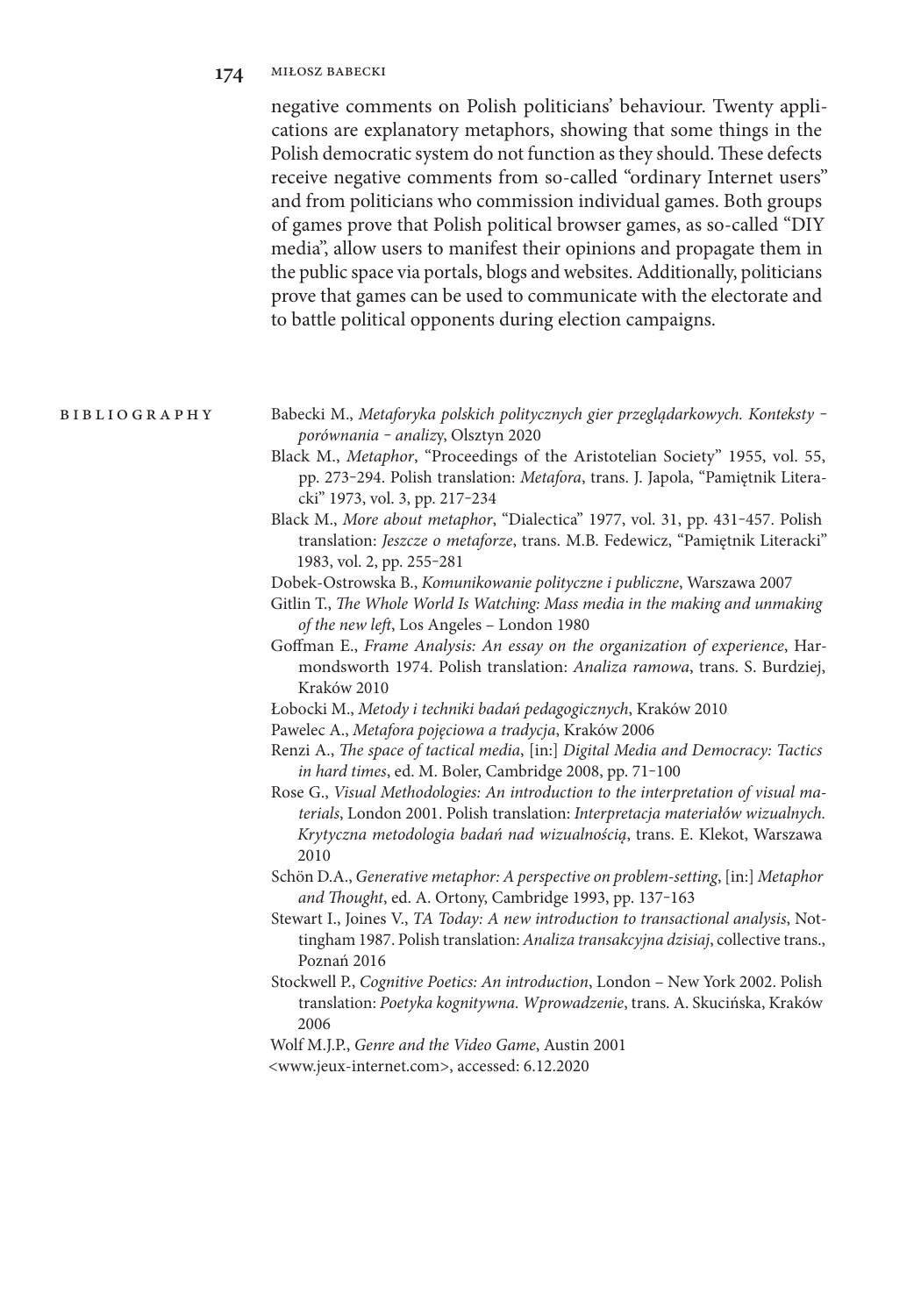negative comments on Polish politicians' behaviour. Twenty applications are explanatory metaphors, showing that some things in the Polish democratic system do not function as they should. These defects receive negative comments from so-called "ordinary Internet users" and from politicians who commission individual games. Both groups of games prove that Polish political browser games, as so-called "DIY media", allow users to manifest their opinions and propagate them in the public space via portals, blogs and websites. Additionally, politicians prove that games can be used to communicate with the electorate and to battle political opponents during election campaigns.

## Bibliography

Babecki M., *Metaforyka polskich politycznych gier przeglądarkowych. Konteksty – porównania – analizy*, Olsztyn 2020

Black M., *Metaphor*, "Proceedings of the Aristotelian Society" 1955, vol. 55, pp. 273–294. Polish translation: *Metafora*, trans. J. Japola, "Pamiętnik Literacki" 1973, vol. 3, pp. 217–234

Black M., *More about metaphor*, "Dialectica" 1977, vol. 31, pp. 431–457. Polish translation: *Jeszcze o metaforze*, trans. M.B. Fedewicz, "Pamiętnik Literacki" 1983, vol. 2, pp. 255–281

Dobek-Ostrowska B., *Komunikowanie polityczne i publiczne*, Warszawa 2007

Gitlin T., *The Whole World Is Watching: Mass media in the making and unmaking of the new left*, Los Angeles – London 1980

Goffman E., *Frame Analysis: An essay on the organization of experience*, Harmondsworth 1974. Polish translation: *Analiza ramowa*, trans. S. Burdziej, Kraków 2010

Łobocki M., *Metody i techniki badań pedagogicznych*, Kraków 2010

Pawelec A., *Metafora pojęciowa a tradycja*, Kraków 2006

Renzi A., *The space of tactical media*, [in:] *Digital Media and Democracy: Tactics in hard times*, ed. M. Boler, Cambridge 2008, pp. 71–100

Rose G., *Visual Methodologies: An introduction to the interpretation of visual materials*, London 2001. Polish translation: *Interpretacja materiałów wizualnych. Krytyczna metodologia badań nad wizualnością*, trans. E. Klekot, Warszawa 2010

Schön D.A., *Generative metaphor: A perspective on problem-setting*, [in:] *Metaphor and Thought*, ed. A. Ortony, Cambridge 1993, pp. 137–163

Stewart I., Joines V., *TA Today: A new introduction to transactional analysis*, Nottingham 1987. Polish translation: *Analiza transakcyjna dzisiaj*, collective trans., Poznań 2016

Stockwell P., *Cognitive Poetics: An introduction*, London – New York 2002. Polish translation: *Poetyka kognitywna. Wprowadzenie*, trans. A. Skucińska, Kraków 2006

Wolf M.J.P., *Genre and the Video Game*, Austin 2001

<www.jeux-internet.com>, accessed: 6.12.2020